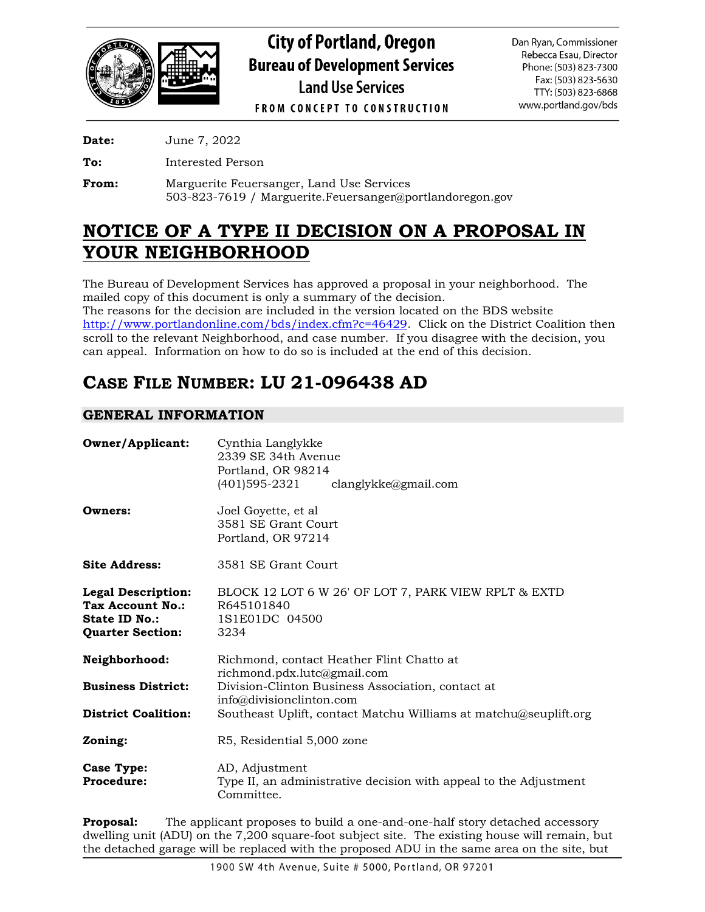City of Portland, Oregon
Bureau of Development Services
Land Use Services
FROM CONCEPT TO CONSTRUCTION

Dan Ryan, Commissioner
Rebecca Esau, Director
Phone: (503) 823-7300
Fax: (503) 823-5630
TTY: (503) 823-6868
www.portland.gov/bds

**Date:** June 7, 2022

**To:** Interested Person

**From:** Marguerite Feuersanger, Land Use Services
503-823-7619 / Marguerite.Feuersanger@portlandoregon.gov

# NOTICE OF A TYPE II DECISION ON A PROPOSAL IN YOUR NEIGHBORHOOD

The Bureau of Development Services has approved a proposal in your neighborhood. The mailed copy of this document is only a summary of the decision.
The reasons for the decision are included in the version located on the BDS website http://www.portlandonline.com/bds/index.cfm?c=46429. Click on the District Coalition then scroll to the relevant Neighborhood, and case number. If you disagree with the decision, you can appeal. Information on how to do so is included at the end of this decision.

# CASE FILE NUMBER: LU 21-096438 AD

## GENERAL INFORMATION

**Owner/Applicant:** Cynthia Langlykke
2339 SE 34th Avenue
Portland, OR 98214
(401)595-2321 clanglykke@gmail.com

**Owners:** Joel Goyette, et al
3581 SE Grant Court
Portland, OR 97214

**Site Address:** 3581 SE Grant Court

**Legal Description:** BLOCK 12 LOT 6 W 26' OF LOT 7, PARK VIEW RPLT & EXTD
**Tax Account No.:** R645101840
**State ID No.:** 1S1E01DC 04500
**Quarter Section:** 3234

**Neighborhood:** Richmond, contact Heather Flint Chatto at richmond.pdx.lutc@gmail.com
**Business District:** Division-Clinton Business Association, contact at info@divisionclinton.com
**District Coalition:** Southeast Uplift, contact Matchu Williams at matchu@seuplift.org

**Zoning:** R5, Residential 5,000 zone

**Case Type:** AD, Adjustment
**Procedure:** Type II, an administrative decision with appeal to the Adjustment Committee.

**Proposal:** The applicant proposes to build a one-and-one-half story detached accessory dwelling unit (ADU) on the 7,200 square-foot subject site. The existing house will remain, but the detached garage will be replaced with the proposed ADU in the same area on the site, but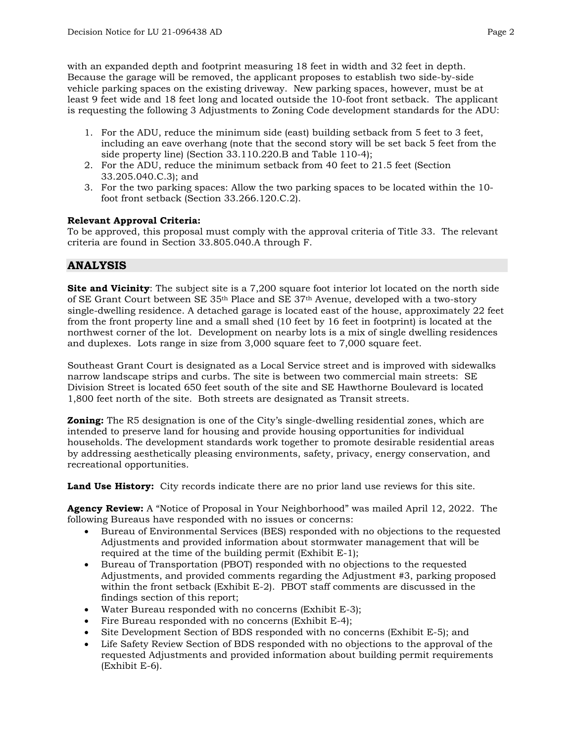with an expanded depth and footprint measuring 18 feet in width and 32 feet in depth. Because the garage will be removed, the applicant proposes to establish two side-by-side vehicle parking spaces on the existing driveway. New parking spaces, however, must be at least 9 feet wide and 18 feet long and located outside the 10-foot front setback. The applicant is requesting the following 3 Adjustments to Zoning Code development standards for the ADU:

1. For the ADU, reduce the minimum side (east) building setback from 5 feet to 3 feet, including an eave overhang (note that the second story will be set back 5 feet from the side property line) (Section 33.110.220.B and Table 110-4);
2. For the ADU, reduce the minimum setback from 40 feet to 21.5 feet (Section 33.205.040.C.3); and
3. For the two parking spaces: Allow the two parking spaces to be located within the 10-foot front setback (Section 33.266.120.C.2).

**Relevant Approval Criteria:**
To be approved, this proposal must comply with the approval criteria of Title 33. The relevant criteria are found in Section 33.805.040.A through F.

## ANALYSIS

**Site and Vicinity**: The subject site is a 7,200 square foot interior lot located on the north side of SE Grant Court between SE 35th Place and SE 37th Avenue, developed with a two-story single-dwelling residence. A detached garage is located east of the house, approximately 22 feet from the front property line and a small shed (10 feet by 16 feet in footprint) is located at the northwest corner of the lot. Development on nearby lots is a mix of single dwelling residences and duplexes. Lots range in size from 3,000 square feet to 7,000 square feet.

Southeast Grant Court is designated as a Local Service street and is improved with sidewalks narrow landscape strips and curbs. The site is between two commercial main streets: SE Division Street is located 650 feet south of the site and SE Hawthorne Boulevard is located 1,800 feet north of the site. Both streets are designated as Transit streets.

**Zoning:** The R5 designation is one of the City's single-dwelling residential zones, which are intended to preserve land for housing and provide housing opportunities for individual households. The development standards work together to promote desirable residential areas by addressing aesthetically pleasing environments, safety, privacy, energy conservation, and recreational opportunities.

**Land Use History:** City records indicate there are no prior land use reviews for this site.

**Agency Review:** A "Notice of Proposal in Your Neighborhood" was mailed April 12, 2022. The following Bureaus have responded with no issues or concerns:

- Bureau of Environmental Services (BES) responded with no objections to the requested Adjustments and provided information about stormwater management that will be required at the time of the building permit (Exhibit E-1);
- Bureau of Transportation (PBOT) responded with no objections to the requested Adjustments, and provided comments regarding the Adjustment #3, parking proposed within the front setback (Exhibit E-2). PBOT staff comments are discussed in the findings section of this report;
- Water Bureau responded with no concerns (Exhibit E-3);
- Fire Bureau responded with no concerns (Exhibit E-4);
- Site Development Section of BDS responded with no concerns (Exhibit E-5); and
- Life Safety Review Section of BDS responded with no objections to the approval of the requested Adjustments and provided information about building permit requirements (Exhibit E-6).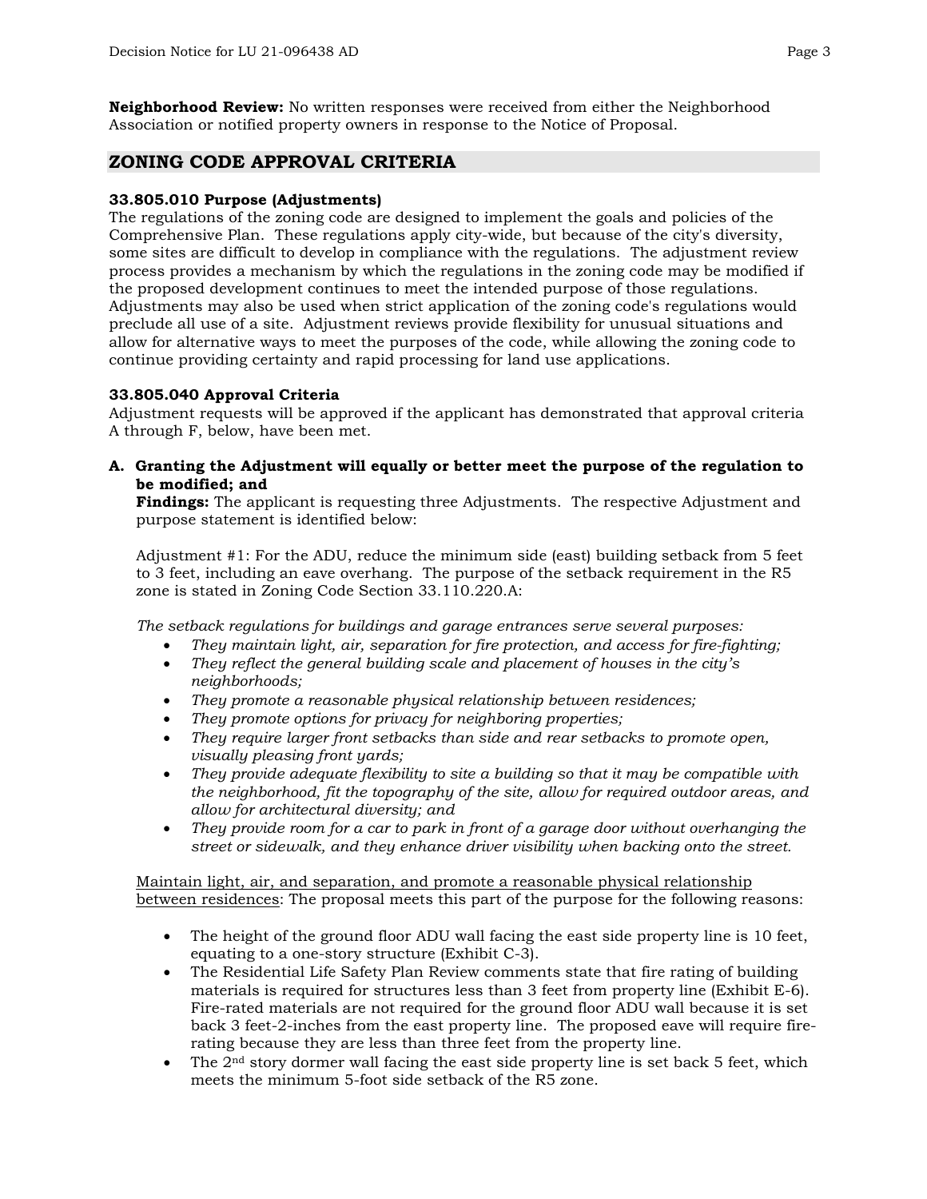**Neighborhood Review:** No written responses were received from either the Neighborhood Association or notified property owners in response to the Notice of Proposal.

## ZONING CODE APPROVAL CRITERIA

**33.805.010 Purpose (Adjustments)**
The regulations of the zoning code are designed to implement the goals and policies of the Comprehensive Plan. These regulations apply city-wide, but because of the city's diversity, some sites are difficult to develop in compliance with the regulations. The adjustment review process provides a mechanism by which the regulations in the zoning code may be modified if the proposed development continues to meet the intended purpose of those regulations. Adjustments may also be used when strict application of the zoning code's regulations would preclude all use of a site. Adjustment reviews provide flexibility for unusual situations and allow for alternative ways to meet the purposes of the code, while allowing the zoning code to continue providing certainty and rapid processing for land use applications.

**33.805.040 Approval Criteria**
Adjustment requests will be approved if the applicant has demonstrated that approval criteria A through F, below, have been met.

**A. Granting the Adjustment will equally or better meet the purpose of the regulation to be modified; and**

**Findings:** The applicant is requesting three Adjustments. The respective Adjustment and purpose statement is identified below:

Adjustment #1: For the ADU, reduce the minimum side (east) building setback from 5 feet to 3 feet, including an eave overhang. The purpose of the setback requirement in the R5 zone is stated in Zoning Code Section 33.110.220.A:

*The setback regulations for buildings and garage entrances serve several purposes:*

- *They maintain light, air, separation for fire protection, and access for fire-fighting;*
- *They reflect the general building scale and placement of houses in the city's neighborhoods;*
- *They promote a reasonable physical relationship between residences;*
- *They promote options for privacy for neighboring properties;*
- *They require larger front setbacks than side and rear setbacks to promote open, visually pleasing front yards;*
- *They provide adequate flexibility to site a building so that it may be compatible with the neighborhood, fit the topography of the site, allow for required outdoor areas, and allow for architectural diversity; and*
- *They provide room for a car to park in front of a garage door without overhanging the street or sidewalk, and they enhance driver visibility when backing onto the street.*

<u>Maintain light, air, and separation, and promote a reasonable physical relationship between residences</u>: The proposal meets this part of the purpose for the following reasons:

- The height of the ground floor ADU wall facing the east side property line is 10 feet, equating to a one-story structure (Exhibit C-3).
- The Residential Life Safety Plan Review comments state that fire rating of building materials is required for structures less than 3 feet from property line (Exhibit E-6). Fire-rated materials are not required for the ground floor ADU wall because it is set back 3 feet-2-inches from the east property line. The proposed eave will require fire-rating because they are less than three feet from the property line.
- The 2nd story dormer wall facing the east side property line is set back 5 feet, which meets the minimum 5-foot side setback of the R5 zone.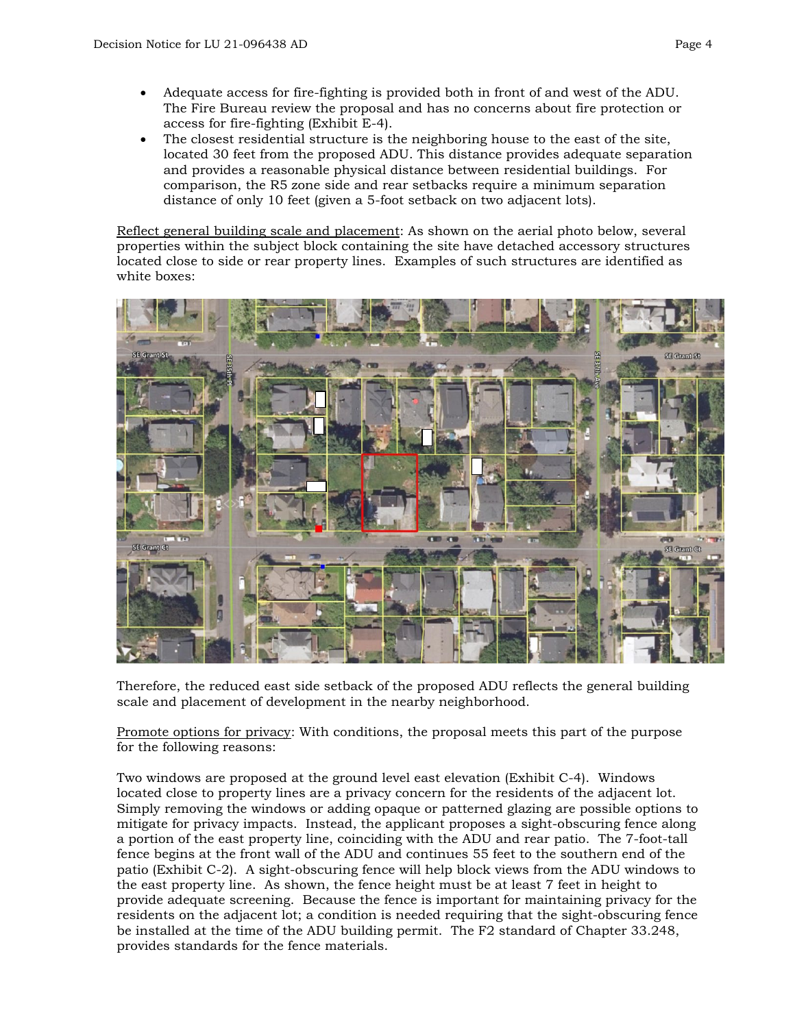- Adequate access for fire-fighting is provided both in front of and west of the ADU. The Fire Bureau review the proposal and has no concerns about fire protection or access for fire-fighting (Exhibit E-4).
- The closest residential structure is the neighboring house to the east of the site, located 30 feet from the proposed ADU. This distance provides adequate separation and provides a reasonable physical distance between residential buildings. For comparison, the R5 zone side and rear setbacks require a minimum separation distance of only 10 feet (given a 5-foot setback on two adjacent lots).

Reflect general building scale and placement: As shown on the aerial photo below, several properties within the subject block containing the site have detached accessory structures located close to side or rear property lines. Examples of such structures are identified as white boxes:

Therefore, the reduced east side setback of the proposed ADU reflects the general building scale and placement of development in the nearby neighborhood.

Promote options for privacy: With conditions, the proposal meets this part of the purpose for the following reasons:

Two windows are proposed at the ground level east elevation (Exhibit C-4). Windows located close to property lines are a privacy concern for the residents of the adjacent lot. Simply removing the windows or adding opaque or patterned glazing are possible options to mitigate for privacy impacts. Instead, the applicant proposes a sight-obscuring fence along a portion of the east property line, coinciding with the ADU and rear patio. The 7-foot-tall fence begins at the front wall of the ADU and continues 55 feet to the southern end of the patio (Exhibit C-2). A sight-obscuring fence will help block views from the ADU windows to the east property line. As shown, the fence height must be at least 7 feet in height to provide adequate screening. Because the fence is important for maintaining privacy for the residents on the adjacent lot; a condition is needed requiring that the sight-obscuring fence be installed at the time of the ADU building permit. The F2 standard of Chapter 33.248, provides standards for the fence materials.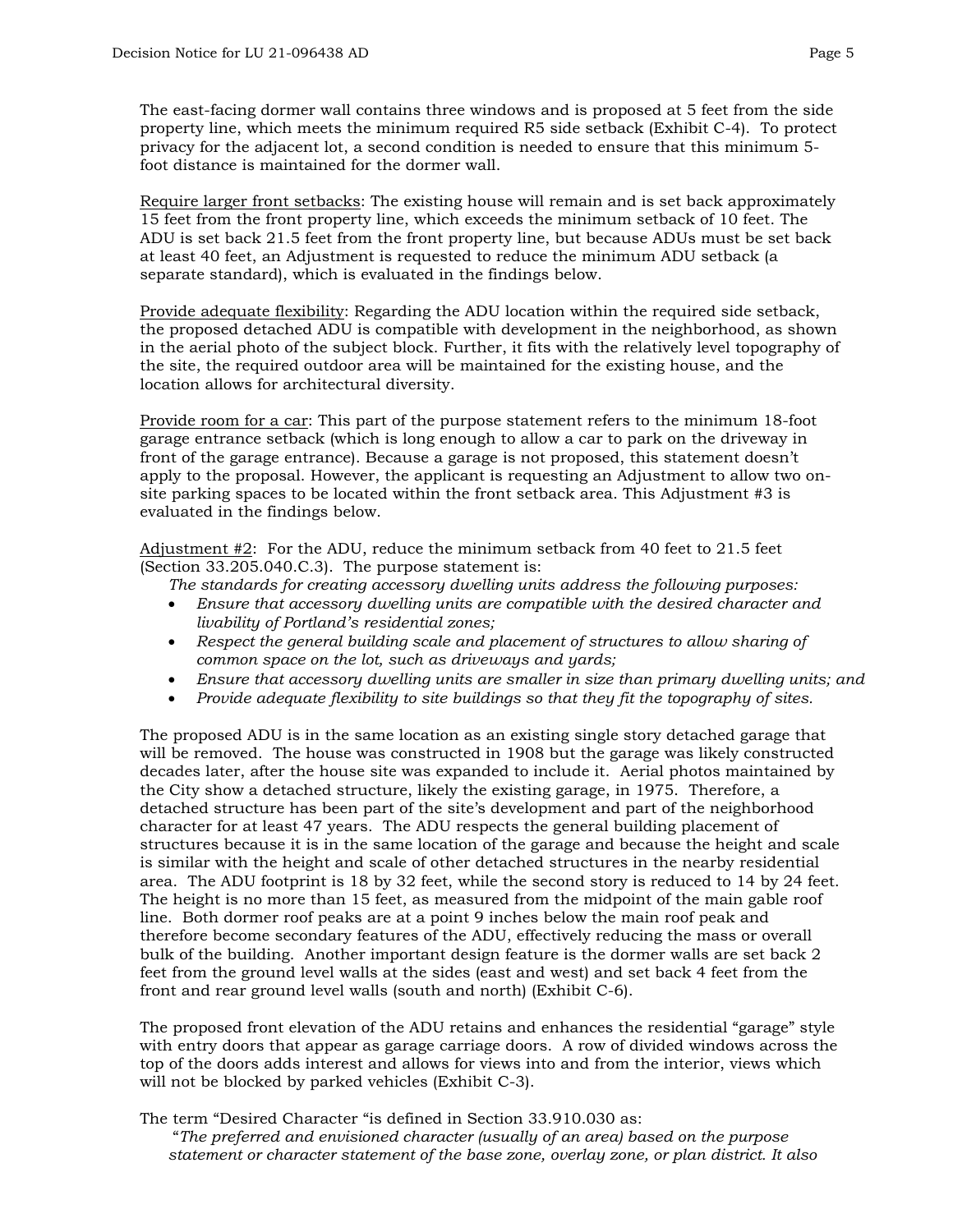The east-facing dormer wall contains three windows and is proposed at 5 feet from the side property line, which meets the minimum required R5 side setback (Exhibit C-4). To protect privacy for the adjacent lot, a second condition is needed to ensure that this minimum 5-foot distance is maintained for the dormer wall.

Require larger front setbacks: The existing house will remain and is set back approximately 15 feet from the front property line, which exceeds the minimum setback of 10 feet. The ADU is set back 21.5 feet from the front property line, but because ADUs must be set back at least 40 feet, an Adjustment is requested to reduce the minimum ADU setback (a separate standard), which is evaluated in the findings below.

Provide adequate flexibility: Regarding the ADU location within the required side setback, the proposed detached ADU is compatible with development in the neighborhood, as shown in the aerial photo of the subject block. Further, it fits with the relatively level topography of the site, the required outdoor area will be maintained for the existing house, and the location allows for architectural diversity.

Provide room for a car: This part of the purpose statement refers to the minimum 18-foot garage entrance setback (which is long enough to allow a car to park on the driveway in front of the garage entrance). Because a garage is not proposed, this statement doesn't apply to the proposal. However, the applicant is requesting an Adjustment to allow two on-site parking spaces to be located within the front setback area. This Adjustment #3 is evaluated in the findings below.

Adjustment #2: For the ADU, reduce the minimum setback from 40 feet to 21.5 feet (Section 33.205.040.C.3). The purpose statement is:

*The standards for creating accessory dwelling units address the following purposes:*

- *Ensure that accessory dwelling units are compatible with the desired character and livability of Portland's residential zones;*
- *Respect the general building scale and placement of structures to allow sharing of common space on the lot, such as driveways and yards;*
- *Ensure that accessory dwelling units are smaller in size than primary dwelling units; and*
- *Provide adequate flexibility to site buildings so that they fit the topography of sites.*

The proposed ADU is in the same location as an existing single story detached garage that will be removed. The house was constructed in 1908 but the garage was likely constructed decades later, after the house site was expanded to include it. Aerial photos maintained by the City show a detached structure, likely the existing garage, in 1975. Therefore, a detached structure has been part of the site's development and part of the neighborhood character for at least 47 years. The ADU respects the general building placement of structures because it is in the same location of the garage and because the height and scale is similar with the height and scale of other detached structures in the nearby residential area. The ADU footprint is 18 by 32 feet, while the second story is reduced to 14 by 24 feet. The height is no more than 15 feet, as measured from the midpoint of the main gable roof line. Both dormer roof peaks are at a point 9 inches below the main roof peak and therefore become secondary features of the ADU, effectively reducing the mass or overall bulk of the building. Another important design feature is the dormer walls are set back 2 feet from the ground level walls at the sides (east and west) and set back 4 feet from the front and rear ground level walls (south and north) (Exhibit C-6).

The proposed front elevation of the ADU retains and enhances the residential "garage" style with entry doors that appear as garage carriage doors. A row of divided windows across the top of the doors adds interest and allows for views into and from the interior, views which will not be blocked by parked vehicles (Exhibit C-3).

The term "Desired Character "is defined in Section 33.910.030 as:

*"The preferred and envisioned character (usually of an area) based on the purpose statement or character statement of the base zone, overlay zone, or plan district. It also*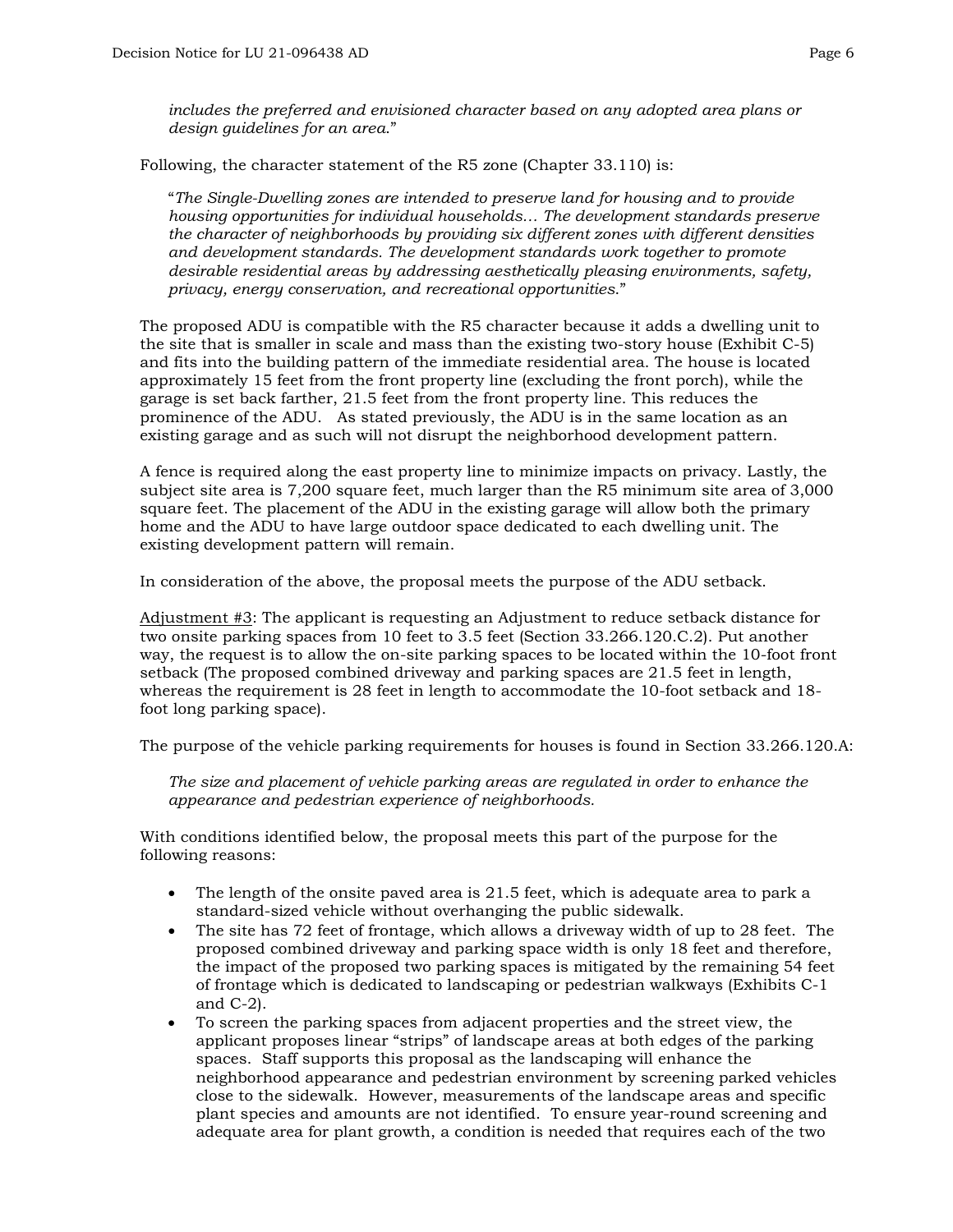*includes the preferred and envisioned character based on any adopted area plans or design guidelines for an area.*"

Following, the character statement of the R5 zone (Chapter 33.110) is:

"*The Single-Dwelling zones are intended to preserve land for housing and to provide housing opportunities for individual households… The development standards preserve the character of neighborhoods by providing six different zones with different densities and development standards. The development standards work together to promote desirable residential areas by addressing aesthetically pleasing environments, safety, privacy, energy conservation, and recreational opportunities.*"

The proposed ADU is compatible with the R5 character because it adds a dwelling unit to the site that is smaller in scale and mass than the existing two-story house (Exhibit C-5) and fits into the building pattern of the immediate residential area. The house is located approximately 15 feet from the front property line (excluding the front porch), while the garage is set back farther, 21.5 feet from the front property line. This reduces the prominence of the ADU. As stated previously, the ADU is in the same location as an existing garage and as such will not disrupt the neighborhood development pattern.

A fence is required along the east property line to minimize impacts on privacy. Lastly, the subject site area is 7,200 square feet, much larger than the R5 minimum site area of 3,000 square feet. The placement of the ADU in the existing garage will allow both the primary home and the ADU to have large outdoor space dedicated to each dwelling unit. The existing development pattern will remain.

In consideration of the above, the proposal meets the purpose of the ADU setback.

Adjustment #3: The applicant is requesting an Adjustment to reduce setback distance for two onsite parking spaces from 10 feet to 3.5 feet (Section 33.266.120.C.2). Put another way, the request is to allow the on-site parking spaces to be located within the 10-foot front setback (The proposed combined driveway and parking spaces are 21.5 feet in length, whereas the requirement is 28 feet in length to accommodate the 10-foot setback and 18-foot long parking space).

The purpose of the vehicle parking requirements for houses is found in Section 33.266.120.A:

*The size and placement of vehicle parking areas are regulated in order to enhance the appearance and pedestrian experience of neighborhoods.*

With conditions identified below, the proposal meets this part of the purpose for the following reasons:

- The length of the onsite paved area is 21.5 feet, which is adequate area to park a standard-sized vehicle without overhanging the public sidewalk.
- The site has 72 feet of frontage, which allows a driveway width of up to 28 feet. The proposed combined driveway and parking space width is only 18 feet and therefore, the impact of the proposed two parking spaces is mitigated by the remaining 54 feet of frontage which is dedicated to landscaping or pedestrian walkways (Exhibits C-1 and C-2).
- To screen the parking spaces from adjacent properties and the street view, the applicant proposes linear "strips" of landscape areas at both edges of the parking spaces. Staff supports this proposal as the landscaping will enhance the neighborhood appearance and pedestrian environment by screening parked vehicles close to the sidewalk. However, measurements of the landscape areas and specific plant species and amounts are not identified. To ensure year-round screening and adequate area for plant growth, a condition is needed that requires each of the two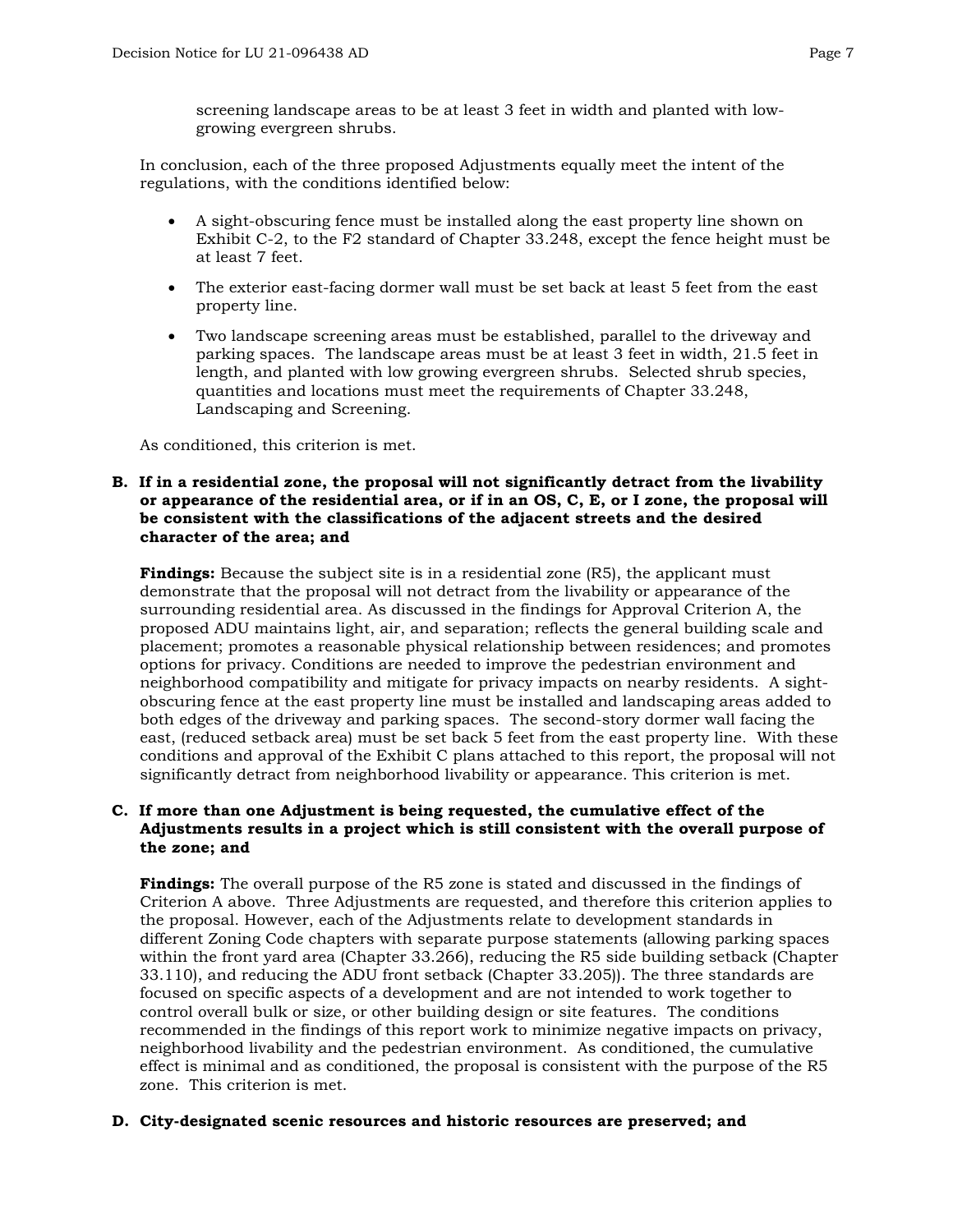screening landscape areas to be at least 3 feet in width and planted with low-growing evergreen shrubs.

In conclusion, each of the three proposed Adjustments equally meet the intent of the regulations, with the conditions identified below:

- A sight-obscuring fence must be installed along the east property line shown on Exhibit C-2, to the F2 standard of Chapter 33.248, except the fence height must be at least 7 feet.
- The exterior east-facing dormer wall must be set back at least 5 feet from the east property line.
- Two landscape screening areas must be established, parallel to the driveway and parking spaces. The landscape areas must be at least 3 feet in width, 21.5 feet in length, and planted with low growing evergreen shrubs. Selected shrub species, quantities and locations must meet the requirements of Chapter 33.248, Landscaping and Screening.

As conditioned, this criterion is met.

**B. If in a residential zone, the proposal will not significantly detract from the livability or appearance of the residential area, or if in an OS, C, E, or I zone, the proposal will be consistent with the classifications of the adjacent streets and the desired character of the area; and**

**Findings:** Because the subject site is in a residential zone (R5), the applicant must demonstrate that the proposal will not detract from the livability or appearance of the surrounding residential area. As discussed in the findings for Approval Criterion A, the proposed ADU maintains light, air, and separation; reflects the general building scale and placement; promotes a reasonable physical relationship between residences; and promotes options for privacy. Conditions are needed to improve the pedestrian environment and neighborhood compatibility and mitigate for privacy impacts on nearby residents. A sight-obscuring fence at the east property line must be installed and landscaping areas added to both edges of the driveway and parking spaces. The second-story dormer wall facing the east, (reduced setback area) must be set back 5 feet from the east property line. With these conditions and approval of the Exhibit C plans attached to this report, the proposal will not significantly detract from neighborhood livability or appearance. This criterion is met.

**C. If more than one Adjustment is being requested, the cumulative effect of the Adjustments results in a project which is still consistent with the overall purpose of the zone; and**

**Findings:** The overall purpose of the R5 zone is stated and discussed in the findings of Criterion A above. Three Adjustments are requested, and therefore this criterion applies to the proposal. However, each of the Adjustments relate to development standards in different Zoning Code chapters with separate purpose statements (allowing parking spaces within the front yard area (Chapter 33.266), reducing the R5 side building setback (Chapter 33.110), and reducing the ADU front setback (Chapter 33.205)). The three standards are focused on specific aspects of a development and are not intended to work together to control overall bulk or size, or other building design or site features. The conditions recommended in the findings of this report work to minimize negative impacts on privacy, neighborhood livability and the pedestrian environment. As conditioned, the cumulative effect is minimal and as conditioned, the proposal is consistent with the purpose of the R5 zone. This criterion is met.

**D. City-designated scenic resources and historic resources are preserved; and**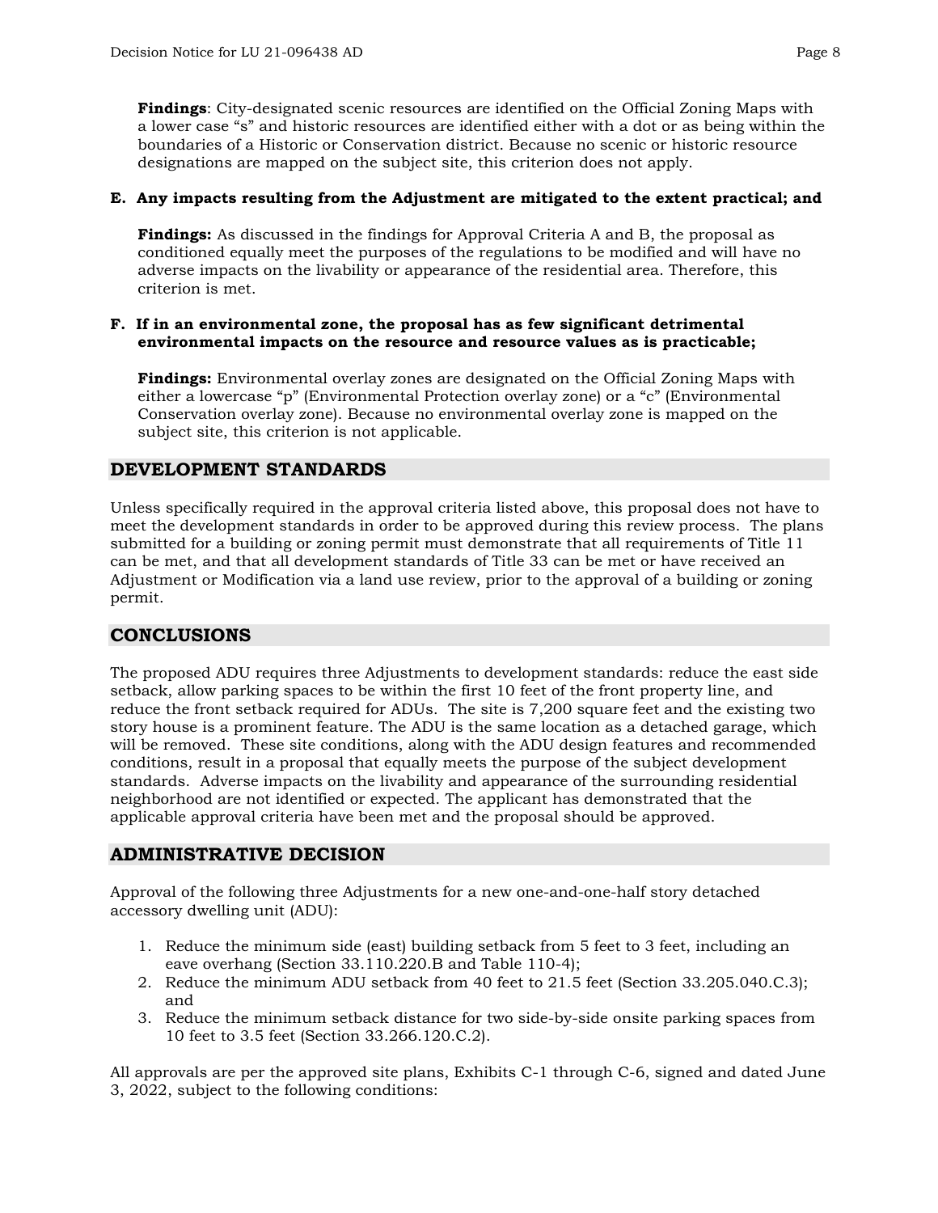**Findings**: City-designated scenic resources are identified on the Official Zoning Maps with a lower case "s" and historic resources are identified either with a dot or as being within the boundaries of a Historic or Conservation district. Because no scenic or historic resource designations are mapped on the subject site, this criterion does not apply.

**E. Any impacts resulting from the Adjustment are mitigated to the extent practical; and**

**Findings:** As discussed in the findings for Approval Criteria A and B, the proposal as conditioned equally meet the purposes of the regulations to be modified and will have no adverse impacts on the livability or appearance of the residential area. Therefore, this criterion is met.

**F. If in an environmental zone, the proposal has as few significant detrimental environmental impacts on the resource and resource values as is practicable;**

**Findings:** Environmental overlay zones are designated on the Official Zoning Maps with either a lowercase "p" (Environmental Protection overlay zone) or a "c" (Environmental Conservation overlay zone). Because no environmental overlay zone is mapped on the subject site, this criterion is not applicable.

## DEVELOPMENT STANDARDS

Unless specifically required in the approval criteria listed above, this proposal does not have to meet the development standards in order to be approved during this review process. The plans submitted for a building or zoning permit must demonstrate that all requirements of Title 11 can be met, and that all development standards of Title 33 can be met or have received an Adjustment or Modification via a land use review, prior to the approval of a building or zoning permit.

## CONCLUSIONS

The proposed ADU requires three Adjustments to development standards: reduce the east side setback, allow parking spaces to be within the first 10 feet of the front property line, and reduce the front setback required for ADUs. The site is 7,200 square feet and the existing two story house is a prominent feature. The ADU is the same location as a detached garage, which will be removed. These site conditions, along with the ADU design features and recommended conditions, result in a proposal that equally meets the purpose of the subject development standards. Adverse impacts on the livability and appearance of the surrounding residential neighborhood are not identified or expected. The applicant has demonstrated that the applicable approval criteria have been met and the proposal should be approved.

## ADMINISTRATIVE DECISION

Approval of the following three Adjustments for a new one-and-one-half story detached accessory dwelling unit (ADU):

1. Reduce the minimum side (east) building setback from 5 feet to 3 feet, including an eave overhang (Section 33.110.220.B and Table 110-4);
2. Reduce the minimum ADU setback from 40 feet to 21.5 feet (Section 33.205.040.C.3); and
3. Reduce the minimum setback distance for two side-by-side onsite parking spaces from 10 feet to 3.5 feet (Section 33.266.120.C.2).

All approvals are per the approved site plans, Exhibits C-1 through C-6, signed and dated June 3, 2022, subject to the following conditions: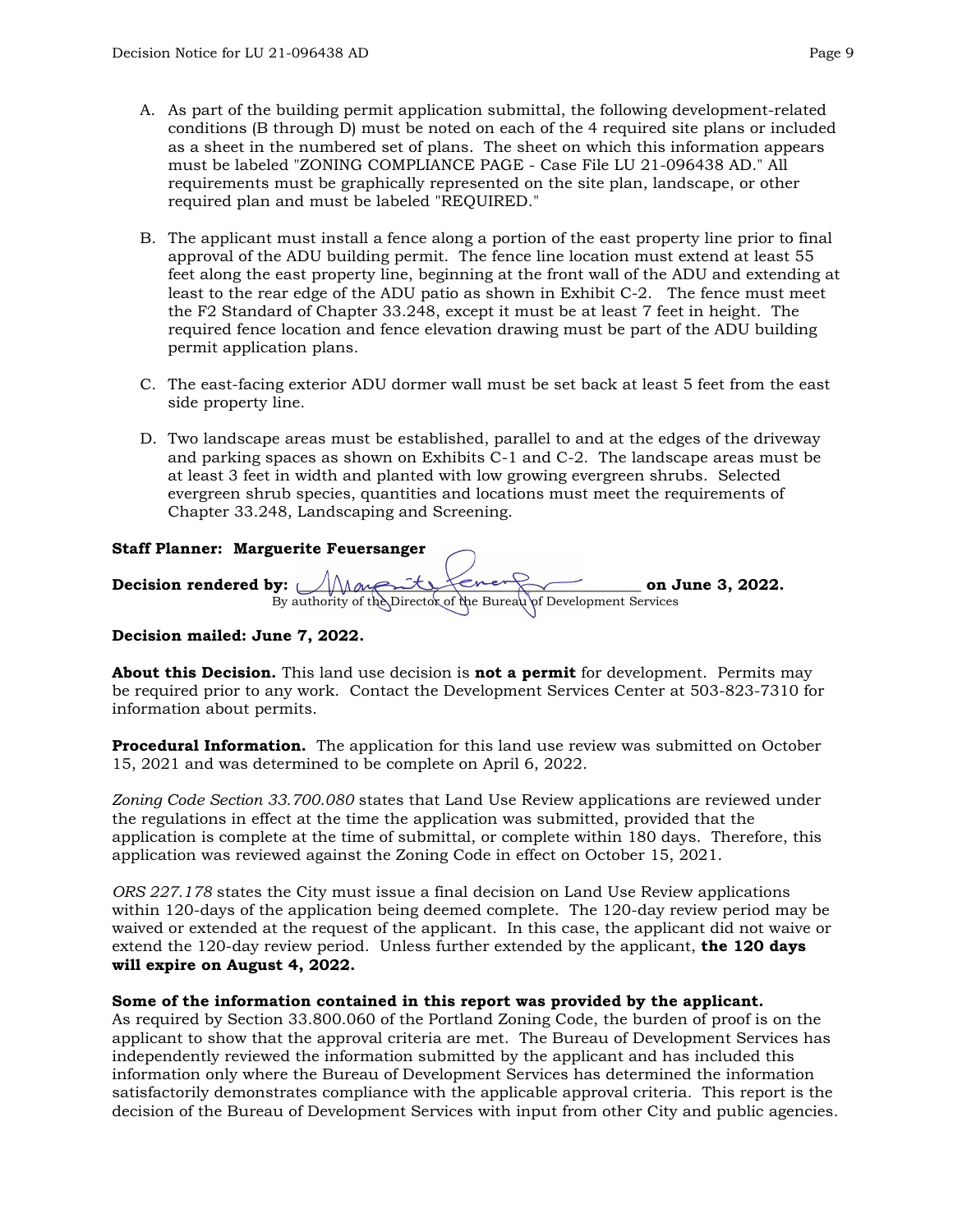A. As part of the building permit application submittal, the following development-related conditions (B through D) must be noted on each of the 4 required site plans or included as a sheet in the numbered set of plans. The sheet on which this information appears must be labeled "ZONING COMPLIANCE PAGE - Case File LU 21-096438 AD." All requirements must be graphically represented on the site plan, landscape, or other required plan and must be labeled "REQUIRED."

B. The applicant must install a fence along a portion of the east property line prior to final approval of the ADU building permit. The fence line location must extend at least 55 feet along the east property line, beginning at the front wall of the ADU and extending at least to the rear edge of the ADU patio as shown in Exhibit C-2. The fence must meet the F2 Standard of Chapter 33.248, except it must be at least 7 feet in height. The required fence location and fence elevation drawing must be part of the ADU building permit application plans.

C. The east-facing exterior ADU dormer wall must be set back at least 5 feet from the east side property line.

D. Two landscape areas must be established, parallel to and at the edges of the driveway and parking spaces as shown on Exhibits C-1 and C-2. The landscape areas must be at least 3 feet in width and planted with low growing evergreen shrubs. Selected evergreen shrub species, quantities and locations must meet the requirements of Chapter 33.248, Landscaping and Screening.

**Staff Planner: Marguerite Feuersanger**

**Decision rendered by:** ______________________________ **on June 3, 2022.**
By authority of the Director of the Bureau of Development Services

**Decision mailed: June 7, 2022.**

**About this Decision.** This land use decision is **not a permit** for development. Permits may be required prior to any work. Contact the Development Services Center at 503-823-7310 for information about permits.

**Procedural Information.** The application for this land use review was submitted on October 15, 2021 and was determined to be complete on April 6, 2022.

*Zoning Code Section 33.700.080* states that Land Use Review applications are reviewed under the regulations in effect at the time the application was submitted, provided that the application is complete at the time of submittal, or complete within 180 days. Therefore, this application was reviewed against the Zoning Code in effect on October 15, 2021.

*ORS 227.178* states the City must issue a final decision on Land Use Review applications within 120-days of the application being deemed complete. The 120-day review period may be waived or extended at the request of the applicant. In this case, the applicant did not waive or extend the 120-day review period. Unless further extended by the applicant, **the 120 days will expire on August 4, 2022.**

**Some of the information contained in this report was provided by the applicant.**
As required by Section 33.800.060 of the Portland Zoning Code, the burden of proof is on the applicant to show that the approval criteria are met. The Bureau of Development Services has independently reviewed the information submitted by the applicant and has included this information only where the Bureau of Development Services has determined the information satisfactorily demonstrates compliance with the applicable approval criteria. This report is the decision of the Bureau of Development Services with input from other City and public agencies.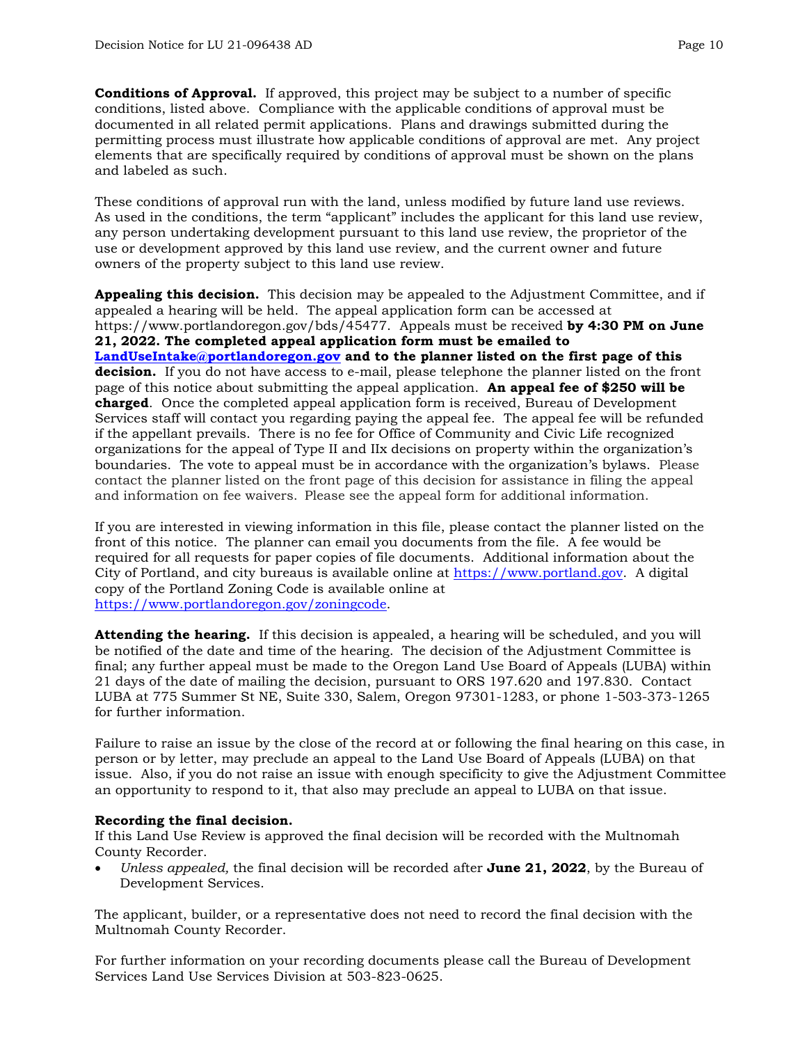**Conditions of Approval.** If approved, this project may be subject to a number of specific conditions, listed above. Compliance with the applicable conditions of approval must be documented in all related permit applications. Plans and drawings submitted during the permitting process must illustrate how applicable conditions of approval are met. Any project elements that are specifically required by conditions of approval must be shown on the plans and labeled as such.

These conditions of approval run with the land, unless modified by future land use reviews. As used in the conditions, the term "applicant" includes the applicant for this land use review, any person undertaking development pursuant to this land use review, the proprietor of the use or development approved by this land use review, and the current owner and future owners of the property subject to this land use review.

**Appealing this decision.** This decision may be appealed to the Adjustment Committee, and if appealed a hearing will be held. The appeal application form can be accessed at https://www.portlandoregon.gov/bds/45477. Appeals must be received **by 4:30 PM on June 21, 2022. The completed appeal application form must be emailed to [LandUseIntake@portlandoregon.gov](mailto:LandUseIntake@portlandoregon.gov) and to the planner listed on the first page of this decision.** If you do not have access to e-mail, please telephone the planner listed on the front page of this notice about submitting the appeal application. **An appeal fee of $250 will be charged**. Once the completed appeal application form is received, Bureau of Development Services staff will contact you regarding paying the appeal fee. The appeal fee will be refunded if the appellant prevails. There is no fee for Office of Community and Civic Life recognized organizations for the appeal of Type II and IIx decisions on property within the organization's boundaries. The vote to appeal must be in accordance with the organization's bylaws. Please contact the planner listed on the front page of this decision for assistance in filing the appeal and information on fee waivers. Please see the appeal form for additional information.

If you are interested in viewing information in this file, please contact the planner listed on the front of this notice. The planner can email you documents from the file. A fee would be required for all requests for paper copies of file documents. Additional information about the City of Portland, and city bureaus is available online at [https://www.portland.gov](https://www.portland.gov). A digital copy of the Portland Zoning Code is available online at [https://www.portlandoregon.gov/zoningcode](https://www.portlandoregon.gov/zoningcode).

**Attending the hearing.** If this decision is appealed, a hearing will be scheduled, and you will be notified of the date and time of the hearing. The decision of the Adjustment Committee is final; any further appeal must be made to the Oregon Land Use Board of Appeals (LUBA) within 21 days of the date of mailing the decision, pursuant to ORS 197.620 and 197.830. Contact LUBA at 775 Summer St NE, Suite 330, Salem, Oregon 97301-1283, or phone 1-503-373-1265 for further information.

Failure to raise an issue by the close of the record at or following the final hearing on this case, in person or by letter, may preclude an appeal to the Land Use Board of Appeals (LUBA) on that issue. Also, if you do not raise an issue with enough specificity to give the Adjustment Committee an opportunity to respond to it, that also may preclude an appeal to LUBA on that issue.

**Recording the final decision.**
If this Land Use Review is approved the final decision will be recorded with the Multnomah County Recorder.

- *Unless appealed,* the final decision will be recorded after **June 21, 2022**, by the Bureau of Development Services.

The applicant, builder, or a representative does not need to record the final decision with the Multnomah County Recorder.

For further information on your recording documents please call the Bureau of Development Services Land Use Services Division at 503-823-0625.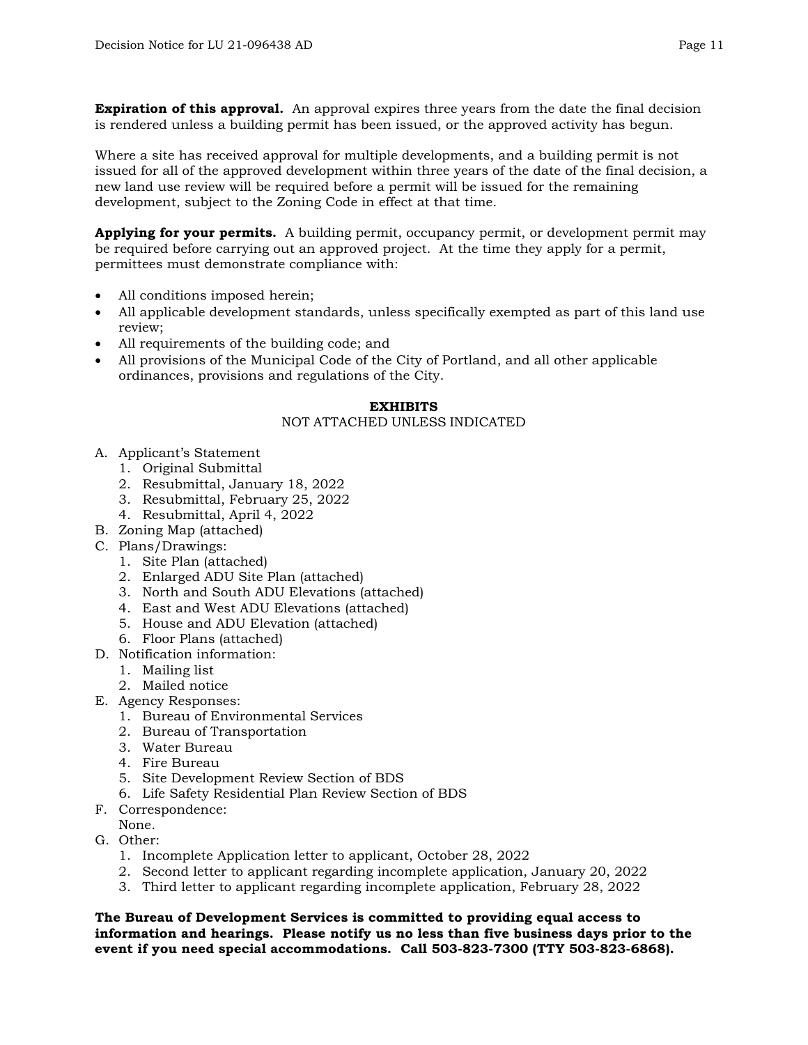**Expiration of this approval.** An approval expires three years from the date the final decision is rendered unless a building permit has been issued, or the approved activity has begun.

Where a site has received approval for multiple developments, and a building permit is not issued for all of the approved development within three years of the date of the final decision, a new land use review will be required before a permit will be issued for the remaining development, subject to the Zoning Code in effect at that time.

**Applying for your permits.** A building permit, occupancy permit, or development permit may be required before carrying out an approved project. At the time they apply for a permit, permittees must demonstrate compliance with:

- All conditions imposed herein;
- All applicable development standards, unless specifically exempted as part of this land use review;
- All requirements of the building code; and
- All provisions of the Municipal Code of the City of Portland, and all other applicable ordinances, provisions and regulations of the City.

**EXHIBITS**
NOT ATTACHED UNLESS INDICATED

A. Applicant's Statement
   1. Original Submittal
   2. Resubmittal, January 18, 2022
   3. Resubmittal, February 25, 2022
   4. Resubmittal, April 4, 2022
B. Zoning Map (attached)
C. Plans/Drawings:
   1. Site Plan (attached)
   2. Enlarged ADU Site Plan (attached)
   3. North and South ADU Elevations (attached)
   4. East and West ADU Elevations (attached)
   5. House and ADU Elevation (attached)
   6. Floor Plans (attached)
D. Notification information:
   1. Mailing list
   2. Mailed notice
E. Agency Responses:
   1. Bureau of Environmental Services
   2. Bureau of Transportation
   3. Water Bureau
   4. Fire Bureau
   5. Site Development Review Section of BDS
   6. Life Safety Residential Plan Review Section of BDS
F. Correspondence:
   None.
G. Other:
   1. Incomplete Application letter to applicant, October 28, 2022
   2. Second letter to applicant regarding incomplete application, January 20, 2022
   3. Third letter to applicant regarding incomplete application, February 28, 2022

**The Bureau of Development Services is committed to providing equal access to information and hearings. Please notify us no less than five business days prior to the event if you need special accommodations. Call 503-823-7300 (TTY 503-823-6868).**